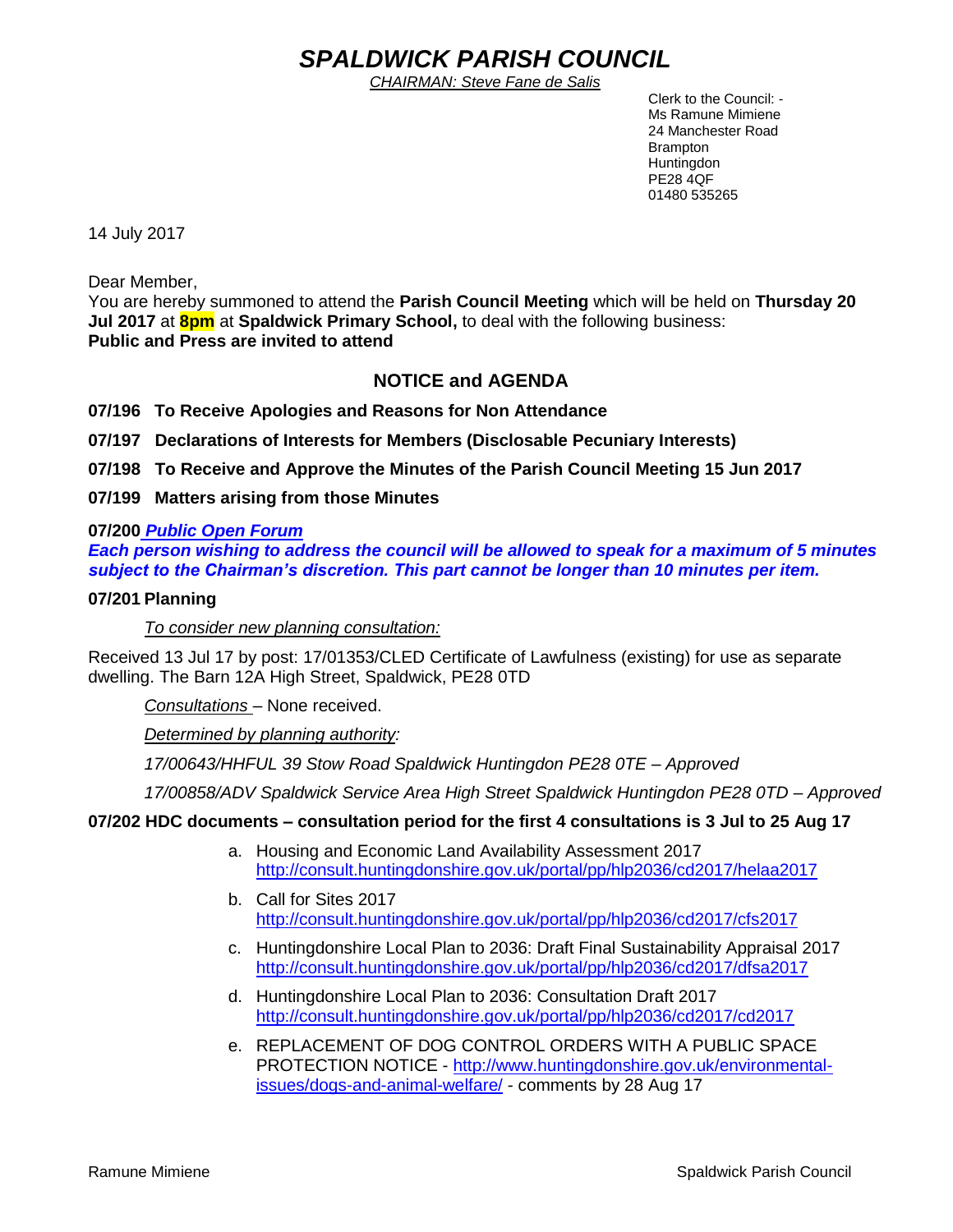# *SPALDWICK PARISH COUNCIL*

*CHAIRMAN: Steve Fane de Salis*

Clerk to the Council: -
Ms Ramune Mimiene
24 Manchester Road
Brampton
Huntingdon
PE28 4QF
01480 535265

14 July 2017

Dear Member,
You are hereby summoned to attend the **Parish Council Meeting** which will be held on **Thursday 20 Jul 2017** at **8pm** at **Spaldwick Primary School,** to deal with the following business:
**Public and Press are invited to attend**

## NOTICE and AGENDA

**07/196 To Receive Apologies and Reasons for Non Attendance**

**07/197 Declarations of Interests for Members (Disclosable Pecuniary Interests)**

**07/198 To Receive and Approve the Minutes of the Parish Council Meeting 15 Jun 2017**

**07/199 Matters arising from those Minutes**

**07/200** ***Public Open Forum***

***Each person wishing to address the council will be allowed to speak for a maximum of 5 minutes subject to the Chairman's discretion. This part cannot be longer than 10 minutes per item.***

**07/201 Planning**

To consider new planning consultation:

Received 13 Jul 17 by post: 17/01353/CLED Certificate of Lawfulness (existing) for use as separate dwelling. The Barn 12A High Street, Spaldwick, PE28 0TD

Consultations – None received.

*Determined by planning authority:*

*17/00643/HHFUL 39 Stow Road Spaldwick Huntingdon PE28 0TE – Approved*

*17/00858/ADV Spaldwick Service Area High Street Spaldwick Huntingdon PE28 0TD – Approved*

**07/202 HDC documents – consultation period for the first 4 consultations is 3 Jul to 25 Aug 17**

a. Housing and Economic Land Availability Assessment 2017
http://consult.huntingdonshire.gov.uk/portal/pp/hlp2036/cd2017/helaa2017

b. Call for Sites 2017
http://consult.huntingdonshire.gov.uk/portal/pp/hlp2036/cd2017/cfs2017

c. Huntingdonshire Local Plan to 2036: Draft Final Sustainability Appraisal 2017
http://consult.huntingdonshire.gov.uk/portal/pp/hlp2036/cd2017/dfsa2017

d. Huntingdonshire Local Plan to 2036: Consultation Draft 2017
http://consult.huntingdonshire.gov.uk/portal/pp/hlp2036/cd2017/cd2017

e. REPLACEMENT OF DOG CONTROL ORDERS WITH A PUBLIC SPACE PROTECTION NOTICE - http://www.huntingdonshire.gov.uk/environmental-issues/dogs-and-animal-welfare/ - comments by 28 Aug 17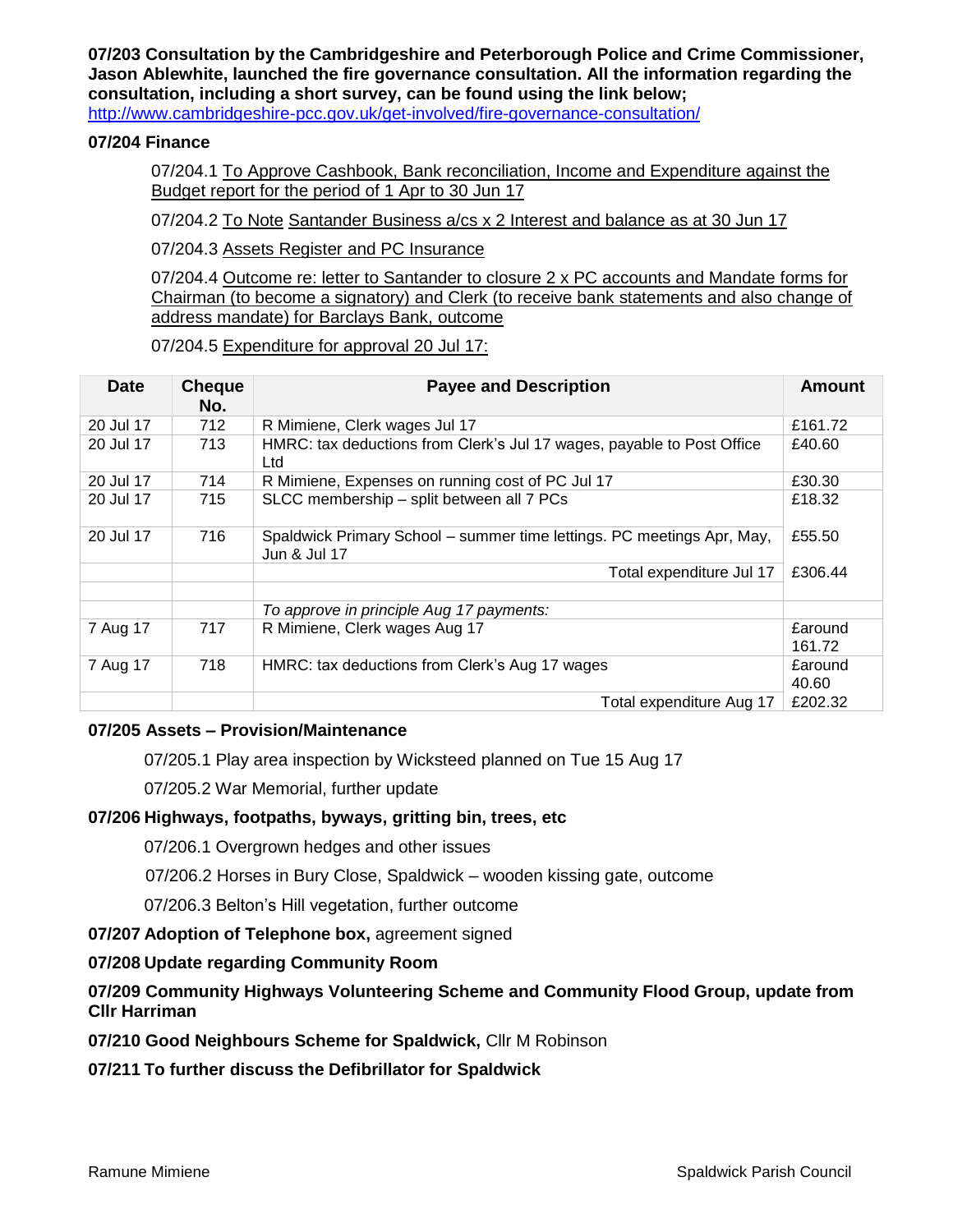**07/203 Consultation by the Cambridgeshire and Peterborough Police and Crime Commissioner, Jason Ablewhite, launched the fire governance consultation. All the information regarding the consultation, including a short survey, can be found using the link below;**
http://www.cambridgeshire-pcc.gov.uk/get-involved/fire-governance-consultation/

**07/204 Finance**

07/204.1 To Approve Cashbook, Bank reconciliation, Income and Expenditure against the Budget report for the period of 1 Apr to 30 Jun 17

07/204.2 To Note Santander Business a/cs x 2 Interest and balance as at 30 Jun 17

07/204.3 Assets Register and PC Insurance

07/204.4 Outcome re: letter to Santander to closure 2 x PC accounts and Mandate forms for Chairman (to become a signatory) and Clerk (to receive bank statements and also change of address mandate) for Barclays Bank, outcome

07/204.5 Expenditure for approval 20 Jul 17:

| Date | Cheque No. | Payee and Description | Amount |
|---|---|---|---|
| 20 Jul 17 | 712 | R Mimiene, Clerk wages Jul 17 | £161.72 |
| 20 Jul 17 | 713 | HMRC: tax deductions from Clerk's Jul 17 wages, payable to Post Office Ltd | £40.60 |
| 20 Jul 17 | 714 | R Mimiene, Expenses on running cost of PC Jul 17 | £30.30 |
| 20 Jul 17 | 715 | SLCC membership – split between all 7 PCs | £18.32 |
| 20 Jul 17 | 716 | Spaldwick Primary School – summer time lettings. PC meetings Apr, May, Jun & Jul 17 | £55.50 |
| | | Total expenditure Jul 17 | £306.44 |
| | | | |
| | | *To approve in principle Aug 17 payments:* | |
| 7 Aug 17 | 717 | R Mimiene, Clerk wages Aug 17 | £around 161.72 |
| 7 Aug 17 | 718 | HMRC: tax deductions from Clerk's Aug 17 wages | £around 40.60 |
| | | Total expenditure Aug 17 | £202.32 |

**07/205 Assets – Provision/Maintenance**

07/205.1 Play area inspection by Wicksteed planned on Tue 15 Aug 17

07/205.2 War Memorial, further update

**07/206 Highways, footpaths, byways, gritting bin, trees, etc**

07/206.1 Overgrown hedges and other issues

07/206.2 Horses in Bury Close, Spaldwick – wooden kissing gate, outcome

07/206.3 Belton's Hill vegetation, further outcome

**07/207 Adoption of Telephone box,** agreement signed

**07/208 Update regarding Community Room**

**07/209 Community Highways Volunteering Scheme and Community Flood Group, update from Cllr Harriman**

**07/210 Good Neighbours Scheme for Spaldwick,** Cllr M Robinson

**07/211 To further discuss the Defibrillator for Spaldwick**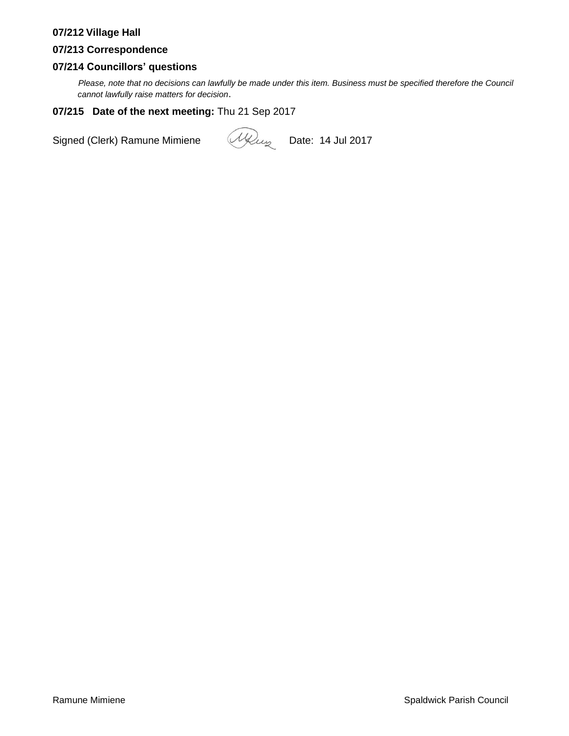**07/212 Village Hall**

**07/213 Correspondence**

**07/214 Councillors' questions**

*Please, note that no decisions can lawfully be made under this item. Business must be specified therefore the Council cannot lawfully raise matters for decision*.

**07/215 Date of the next meeting:** Thu 21 Sep 2017

Signed (Clerk) Ramune Mimiene Date: 14 Jul 2017